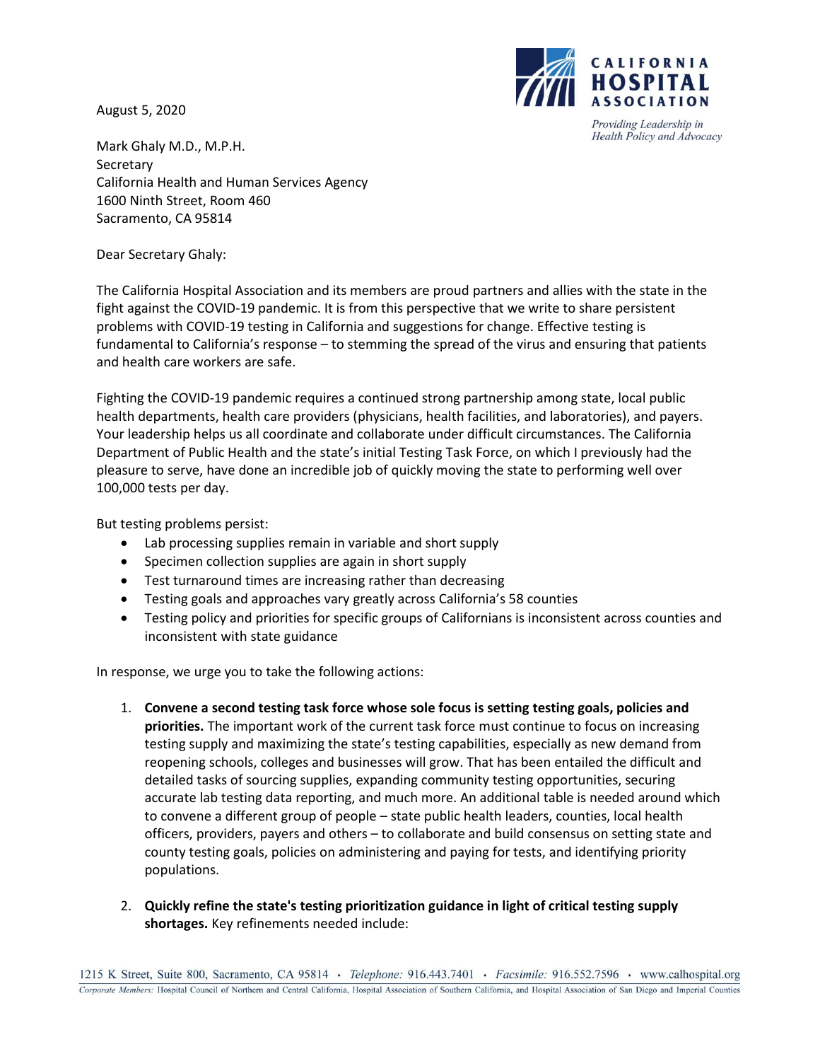CALIFORNIA HOSPITAL ASSOCIATION

*Providing Leadership in Health Policy and Advocacy*

August 5, 2020

Mark Ghaly M.D., M.P.H.
Secretary
California Health and Human Services Agency
1600 Ninth Street, Room 460
Sacramento, CA 95814

Dear Secretary Ghaly:

The California Hospital Association and its members are proud partners and allies with the state in the fight against the COVID-19 pandemic. It is from this perspective that we write to share persistent problems with COVID-19 testing in California and suggestions for change. Effective testing is fundamental to California's response – to stemming the spread of the virus and ensuring that patients and health care workers are safe.

Fighting the COVID-19 pandemic requires a continued strong partnership among state, local public health departments, health care providers (physicians, health facilities, and laboratories), and payers. Your leadership helps us all coordinate and collaborate under difficult circumstances. The California Department of Public Health and the state's initial Testing Task Force, on which I previously had the pleasure to serve, have done an incredible job of quickly moving the state to performing well over 100,000 tests per day.

But testing problems persist:

- Lab processing supplies remain in variable and short supply
- Specimen collection supplies are again in short supply
- Test turnaround times are increasing rather than decreasing
- Testing goals and approaches vary greatly across California's 58 counties
- Testing policy and priorities for specific groups of Californians is inconsistent across counties and inconsistent with state guidance

In response, we urge you to take the following actions:

1. **Convene a second testing task force whose sole focus is setting testing goals, policies and priorities.** The important work of the current task force must continue to focus on increasing testing supply and maximizing the state's testing capabilities, especially as new demand from reopening schools, colleges and businesses will grow. That has been entailed the difficult and detailed tasks of sourcing supplies, expanding community testing opportunities, securing accurate lab testing data reporting, and much more. An additional table is needed around which to convene a different group of people – state public health leaders, counties, local health officers, providers, payers and others – to collaborate and build consensus on setting state and county testing goals, policies on administering and paying for tests, and identifying priority populations.

2. **Quickly refine the state's testing prioritization guidance in light of critical testing supply shortages.** Key refinements needed include:

1215 K Street, Suite 800, Sacramento, CA 95814 • *Telephone:* 916.443.7401 • *Facsimile:* 916.552.7596 • www.calhospital.org

*Corporate Members:* Hospital Council of Northern and Central California, Hospital Association of Southern California, and Hospital Association of San Diego and Imperial Counties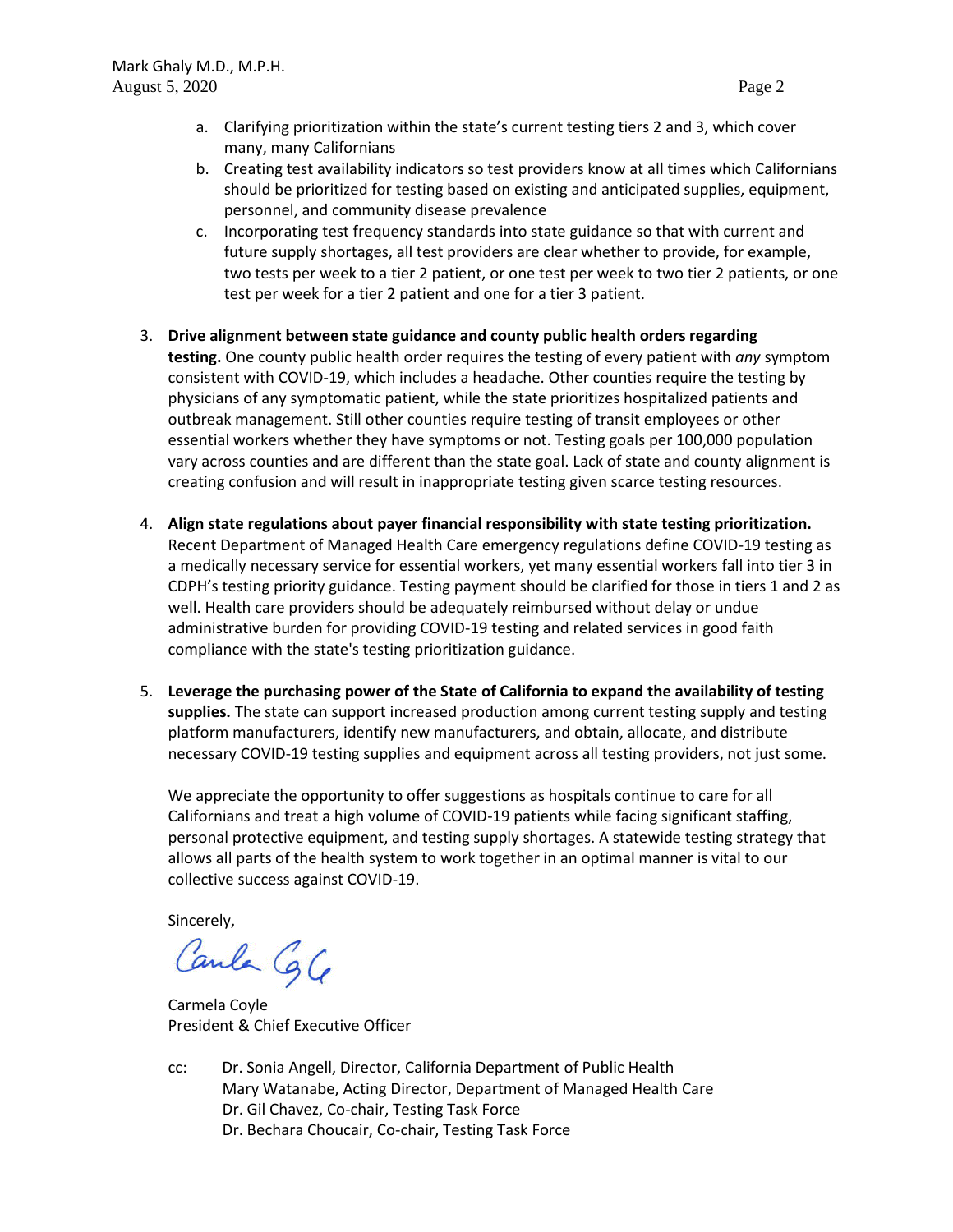a. Clarifying prioritization within the state's current testing tiers 2 and 3, which cover many, many Californians
   b. Creating test availability indicators so test providers know at all times which Californians should be prioritized for testing based on existing and anticipated supplies, equipment, personnel, and community disease prevalence
   c. Incorporating test frequency standards into state guidance so that with current and future supply shortages, all test providers are clear whether to provide, for example, two tests per week to a tier 2 patient, or one test per week to two tier 2 patients, or one test per week for a tier 2 patient and one for a tier 3 patient.

3. **Drive alignment between state guidance and county public health orders regarding testing.** One county public health order requires the testing of every patient with *any* symptom consistent with COVID-19, which includes a headache. Other counties require the testing by physicians of any symptomatic patient, while the state prioritizes hospitalized patients and outbreak management. Still other counties require testing of transit employees or other essential workers whether they have symptoms or not. Testing goals per 100,000 population vary across counties and are different than the state goal. Lack of state and county alignment is creating confusion and will result in inappropriate testing given scarce testing resources.

4. **Align state regulations about payer financial responsibility with state testing prioritization.** Recent Department of Managed Health Care emergency regulations define COVID-19 testing as a medically necessary service for essential workers, yet many essential workers fall into tier 3 in CDPH's testing priority guidance. Testing payment should be clarified for those in tiers 1 and 2 as well. Health care providers should be adequately reimbursed without delay or undue administrative burden for providing COVID-19 testing and related services in good faith compliance with the state's testing prioritization guidance.

5. **Leverage the purchasing power of the State of California to expand the availability of testing supplies.** The state can support increased production among current testing supply and testing platform manufacturers, identify new manufacturers, and obtain, allocate, and distribute necessary COVID-19 testing supplies and equipment across all testing providers, not just some.

We appreciate the opportunity to offer suggestions as hospitals continue to care for all Californians and treat a high volume of COVID-19 patients while facing significant staffing, personal protective equipment, and testing supply shortages. A statewide testing strategy that allows all parts of the health system to work together in an optimal manner is vital to our collective success against COVID-19.

Sincerely,

Carmela Coyle
President & Chief Executive Officer

cc: Dr. Sonia Angell, Director, California Department of Public Health
Mary Watanabe, Acting Director, Department of Managed Health Care
Dr. Gil Chavez, Co-chair, Testing Task Force
Dr. Bechara Choucair, Co-chair, Testing Task Force